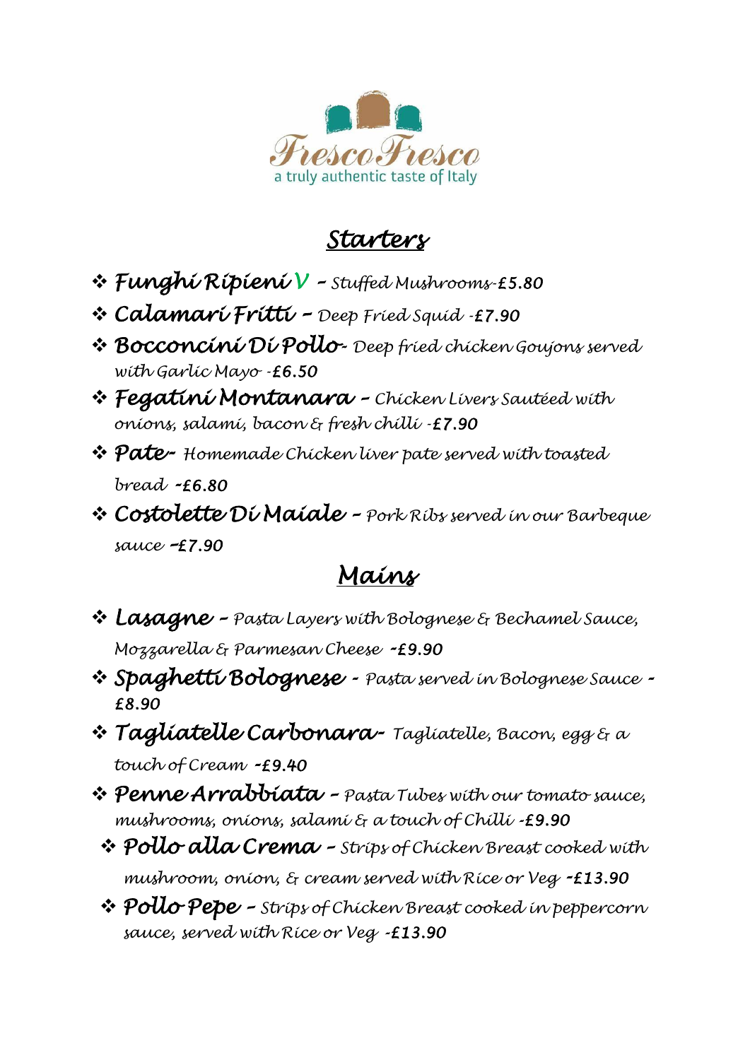Fresco Fresco

a truly authentic taste of Italy

## Starters

- ***Funghi Ripieni*** **V** – Stuffed Mushrooms-**£5.80**
- ***Calamari Fritti*** – Deep Fried Squid -**£7.90**
- ***Bocconcini Di Pollo***- Deep fried chicken Goujons served with Garlic Mayo -**£6.50**
- ***Fegatini Montanara*** – Chicken Livers Sautéed with onions, salami, bacon & fresh chilli -**£7.90**
- ***Pate***- Homemade Chicken liver pate served with toasted bread **-£6.80**
- ***Costolette Di Maiale*** – Pork Ribs served in our Barbeque sauce **–£7.90**

## Mains

- ***Lasagne*** – Pasta Layers with Bolognese & Bechamel Sauce, Mozzarella & Parmesan Cheese **-£9.90**
- ***Spaghetti Bolognese*** - Pasta served in Bolognese Sauce **-£8.90**
- ***Tagliatelle Carbonara***- Tagliatelle, Bacon, egg & a touch of Cream **-£9.40**
- ***Penne Arrabbiata*** – Pasta Tubes with our tomato sauce, mushrooms, onions, salami & a touch of Chilli **-£9.90**
- ***Pollo alla Crema*** – Strips of Chicken Breast cooked with mushroom, onion, & cream served with Rice or Veg **-£13.90**
- ***Pollo Pepe*** – Strips of Chicken Breast cooked in peppercorn sauce, served with Rice or Veg **-£13.90**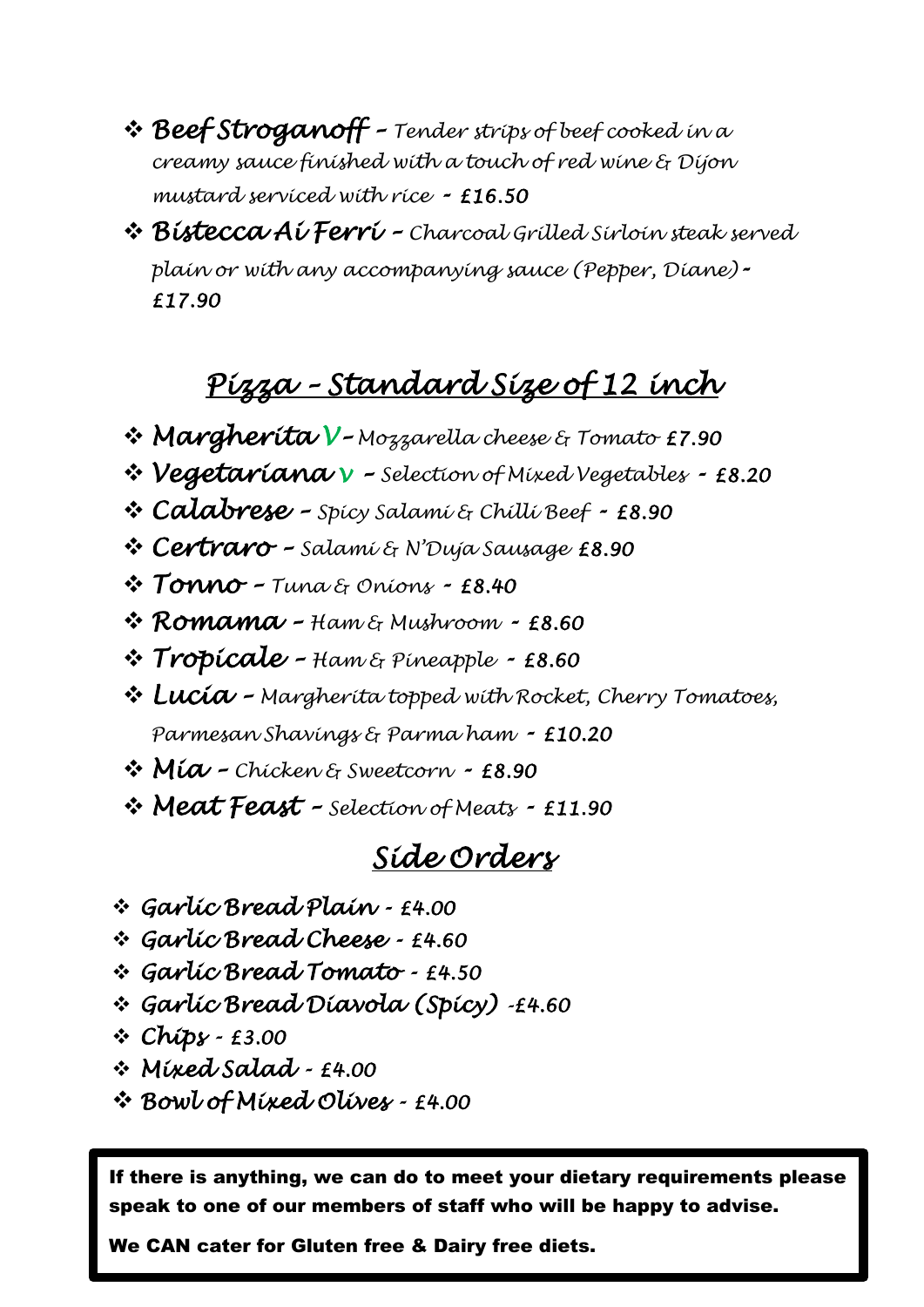- ***Beef Stroganoff*** *– Tender strips of beef cooked in a creamy sauce finished with a touch of red wine & Dijon mustard serviced with rice* **- £16.50**
- ***Bistecca Ai Ferri*** *– Charcoal Grilled Sirloin steak served plain or with any accompanying sauce (Pepper, Diane)* **- £17.90**

## *Pizza – Standard Size of 12 inch*

- ***Margherita V*** *– Mozzarella cheese & Tomato* **£7.90**
- ***Vegetariana v*** *– Selection of Mixed Vegetables* **- £8.20**
- ***Calabrese*** *– Spicy Salami & Chilli Beef* **- £8.90**
- ***Certraro*** *– Salami & N'Duja Sausage* **£8.90**
- ***Tonno*** *– Tuna & Onions* **- £8.40**
- ***Romama*** *– Ham & Mushroom* **- £8.60**
- ***Tropicale*** *– Ham & Pineapple* **- £8.60**
- ***Lucia*** *– Margherita topped with Rocket, Cherry Tomatoes, Parmesan Shavings & Parma ham* **- £10.20**
- ***Mia*** *– Chicken & Sweetcorn* **- £8.90**
- ***Meat Feast*** *– Selection of Meats* **- £11.90**

## *Side Orders*

- ***Garlic Bread Plain*** *- £4.00*
- ***Garlic Bread Cheese*** *- £4.60*
- ***Garlic Bread Tomato*** *- £4.50*
- ***Garlic Bread Diavola (Spicy)*** *-£4.60*
- ***Chips*** *- £3.00*
- ***Mixed Salad*** *- £4.00*
- ***Bowl of Mixed Olives*** *- £4.00*

**If there is anything, we can do to meet your dietary requirements please speak to one of our members of staff who will be happy to advise.**

**We CAN cater for Gluten free & Dairy free diets.**